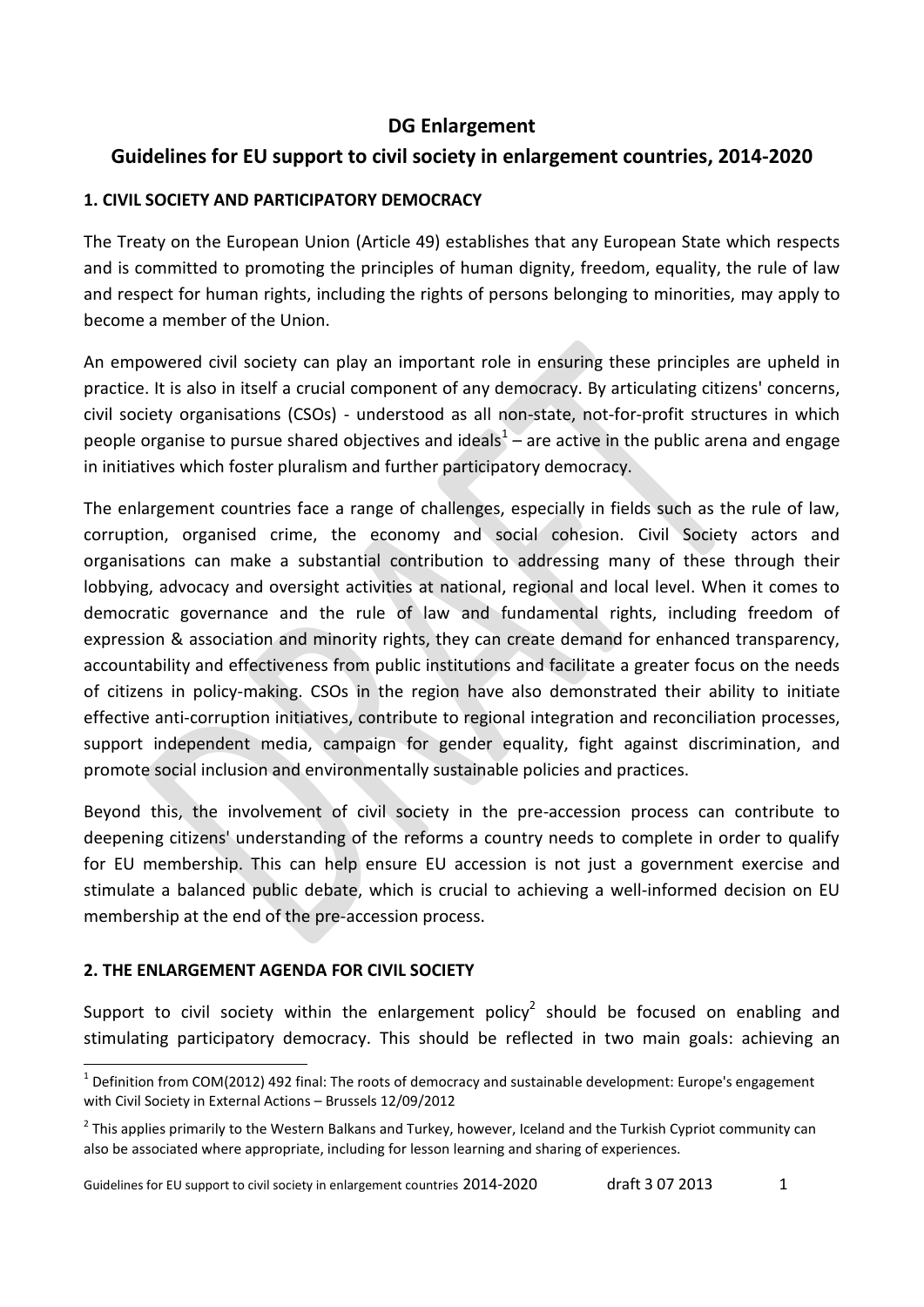**DG Enlargement**

# Guidelines for EU support to civil society in enlargement countries, 2014-2020

## 1. CIVIL SOCIETY AND PARTICIPATORY DEMOCRACY

The Treaty on the European Union (Article 49) establishes that any European State which respects and is committed to promoting the principles of human dignity, freedom, equality, the rule of law and respect for human rights, including the rights of persons belonging to minorities, may apply to become a member of the Union.

An empowered civil society can play an important role in ensuring these principles are upheld in practice. It is also in itself a crucial component of any democracy. By articulating citizens' concerns, civil society organisations (CSOs) - understood as all non-state, not-for-profit structures in which people organise to pursue shared objectives and ideals[1] – are active in the public arena and engage in initiatives which foster pluralism and further participatory democracy.

The enlargement countries face a range of challenges, especially in fields such as the rule of law, corruption, organised crime, the economy and social cohesion. Civil Society actors and organisations can make a substantial contribution to addressing many of these through their lobbying, advocacy and oversight activities at national, regional and local level. When it comes to democratic governance and the rule of law and fundamental rights, including freedom of expression & association and minority rights, they can create demand for enhanced transparency, accountability and effectiveness from public institutions and facilitate a greater focus on the needs of citizens in policy-making. CSOs in the region have also demonstrated their ability to initiate effective anti-corruption initiatives, contribute to regional integration and reconciliation processes, support independent media, campaign for gender equality, fight against discrimination, and promote social inclusion and environmentally sustainable policies and practices.

Beyond this, the involvement of civil society in the pre-accession process can contribute to deepening citizens' understanding of the reforms a country needs to complete in order to qualify for EU membership. This can help ensure EU accession is not just a government exercise and stimulate a balanced public debate, which is crucial to achieving a well-informed decision on EU membership at the end of the pre-accession process.

## 2. THE ENLARGEMENT AGENDA FOR CIVIL SOCIETY

Support to civil society within the enlargement policy[2] should be focused on enabling and stimulating participatory democracy. This should be reflected in two main goals: achieving an

---

[1] Definition from COM(2012) 492 final: The roots of democracy and sustainable development: Europe's engagement with Civil Society in External Actions – Brussels 12/09/2012

[2] This applies primarily to the Western Balkans and Turkey, however, Iceland and the Turkish Cypriot community can also be associated where appropriate, including for lesson learning and sharing of experiences.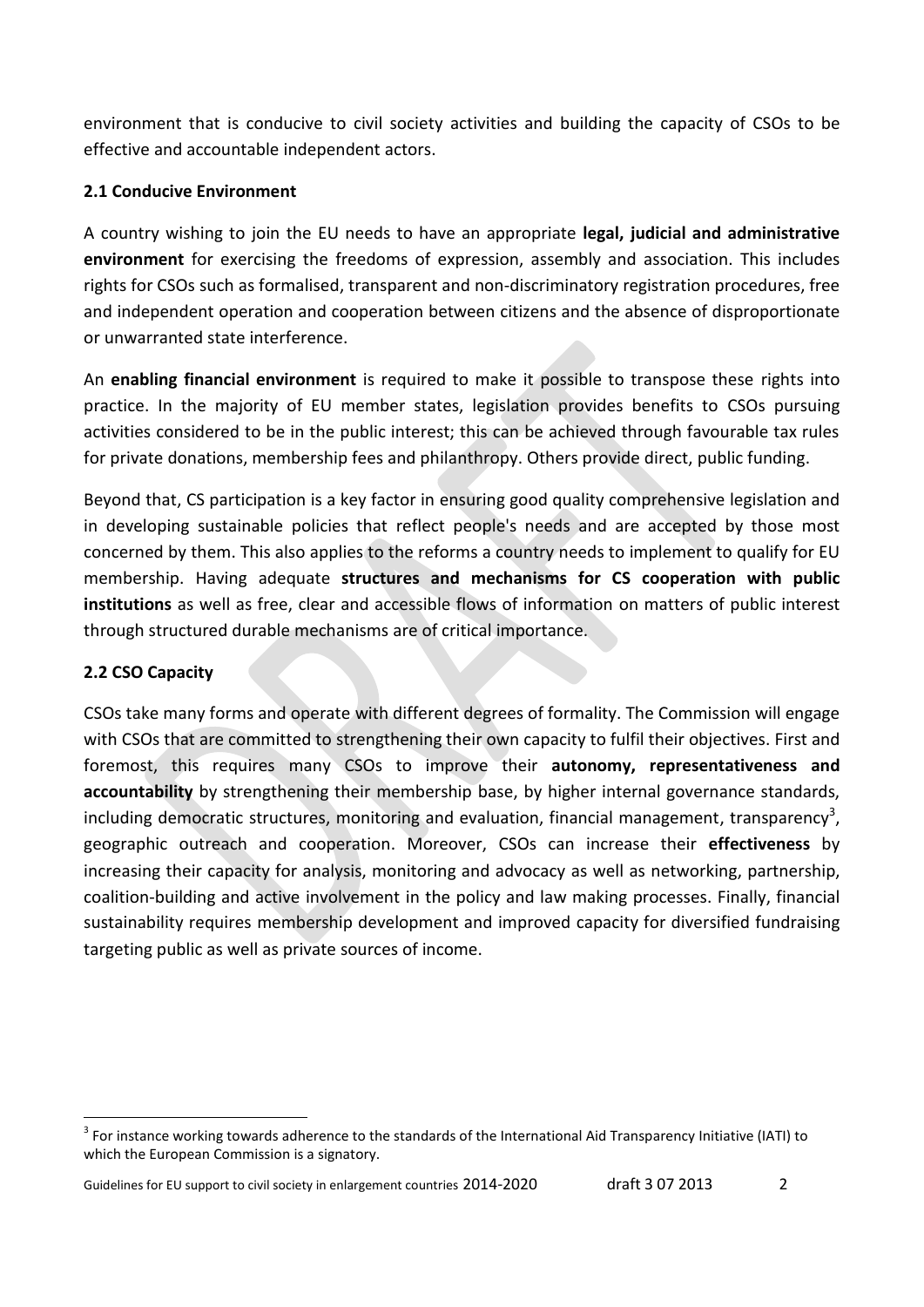environment that is conducive to civil society activities and building the capacity of CSOs to be effective and accountable independent actors.

### 2.1 Conducive Environment

A country wishing to join the EU needs to have an appropriate **legal, judicial and administrative environment** for exercising the freedoms of expression, assembly and association. This includes rights for CSOs such as formalised, transparent and non-discriminatory registration procedures, free and independent operation and cooperation between citizens and the absence of disproportionate or unwarranted state interference.

An **enabling financial environment** is required to make it possible to transpose these rights into practice. In the majority of EU member states, legislation provides benefits to CSOs pursuing activities considered to be in the public interest; this can be achieved through favourable tax rules for private donations, membership fees and philanthropy. Others provide direct, public funding.

Beyond that, CS participation is a key factor in ensuring good quality comprehensive legislation and in developing sustainable policies that reflect people's needs and are accepted by those most concerned by them. This also applies to the reforms a country needs to implement to qualify for EU membership. Having adequate **structures and mechanisms for CS cooperation with public institutions** as well as free, clear and accessible flows of information on matters of public interest through structured durable mechanisms are of critical importance.

### 2.2 CSO Capacity

CSOs take many forms and operate with different degrees of formality. The Commission will engage with CSOs that are committed to strengthening their own capacity to fulfil their objectives. First and foremost, this requires many CSOs to improve their **autonomy, representativeness and accountability** by strengthening their membership base, by higher internal governance standards, including democratic structures, monitoring and evaluation, financial management, transparency[3], geographic outreach and cooperation. Moreover, CSOs can increase their **effectiveness** by increasing their capacity for analysis, monitoring and advocacy as well as networking, partnership, coalition-building and active involvement in the policy and law making processes. Finally, financial sustainability requires membership development and improved capacity for diversified fundraising targeting public as well as private sources of income.

---

[3] For instance working towards adherence to the standards of the International Aid Transparency Initiative (IATI) to which the European Commission is a signatory.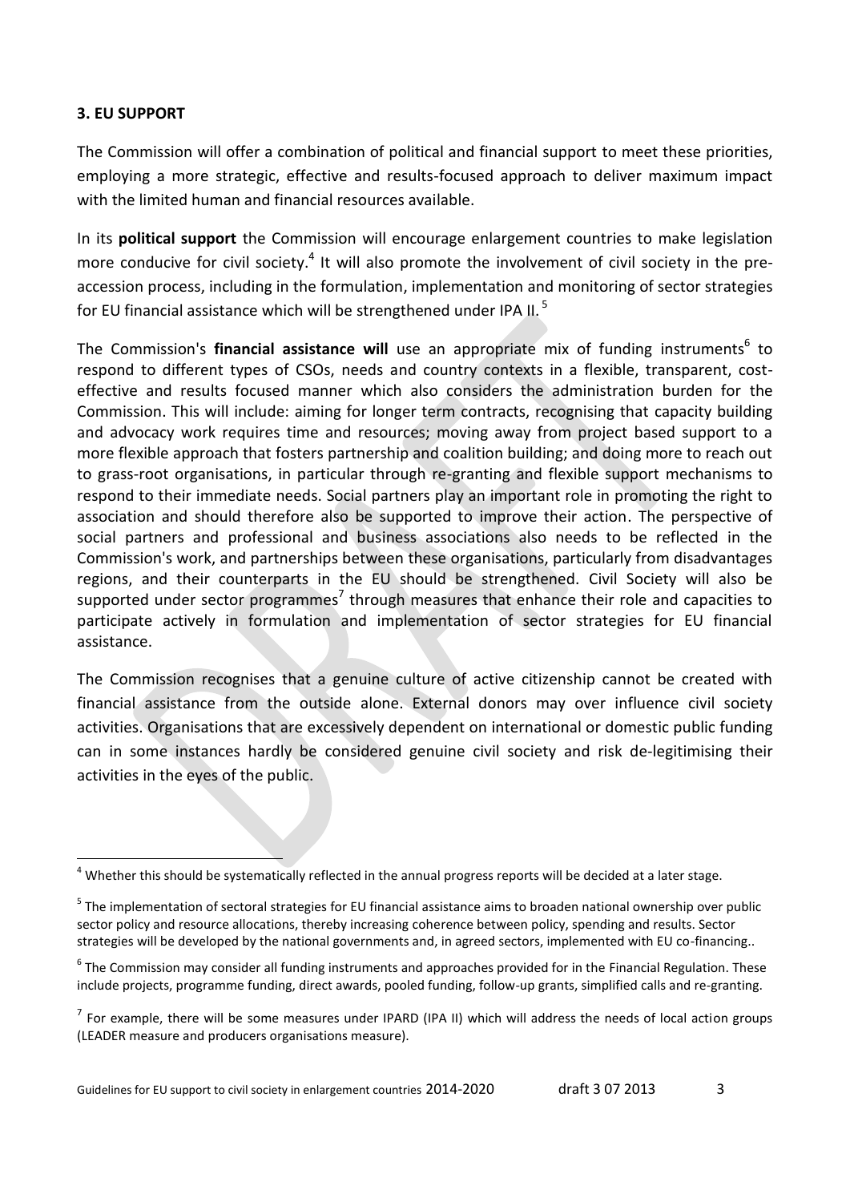### 3. EU SUPPORT

The Commission will offer a combination of political and financial support to meet these priorities, employing a more strategic, effective and results-focused approach to deliver maximum impact with the limited human and financial resources available.

In its **political support** the Commission will encourage enlargement countries to make legislation more conducive for civil society.[4] It will also promote the involvement of civil society in the pre-accession process, including in the formulation, implementation and monitoring of sector strategies for EU financial assistance which will be strengthened under IPA II.[5]

The Commission's **financial assistance will** use an appropriate mix of funding instruments[6] to respond to different types of CSOs, needs and country contexts in a flexible, transparent, cost-effective and results focused manner which also considers the administration burden for the Commission. This will include: aiming for longer term contracts, recognising that capacity building and advocacy work requires time and resources; moving away from project based support to a more flexible approach that fosters partnership and coalition building; and doing more to reach out to grass-root organisations, in particular through re-granting and flexible support mechanisms to respond to their immediate needs. Social partners play an important role in promoting the right to association and should therefore also be supported to improve their action. The perspective of social partners and professional and business associations also needs to be reflected in the Commission's work, and partnerships between these organisations, particularly from disadvantages regions, and their counterparts in the EU should be strengthened. Civil Society will also be supported under sector programmes[7] through measures that enhance their role and capacities to participate actively in formulation and implementation of sector strategies for EU financial assistance.

The Commission recognises that a genuine culture of active citizenship cannot be created with financial assistance from the outside alone. External donors may over influence civil society activities. Organisations that are excessively dependent on international or domestic public funding can in some instances hardly be considered genuine civil society and risk de-legitimising their activities in the eyes of the public.

---

[4] Whether this should be systematically reflected in the annual progress reports will be decided at a later stage.

[5] The implementation of sectoral strategies for EU financial assistance aims to broaden national ownership over public sector policy and resource allocations, thereby increasing coherence between policy, spending and results. Sector strategies will be developed by the national governments and, in agreed sectors, implemented with EU co-financing..

[6] The Commission may consider all funding instruments and approaches provided for in the Financial Regulation. These include projects, programme funding, direct awards, pooled funding, follow-up grants, simplified calls and re-granting.

[7] For example, there will be some measures under IPARD (IPA II) which will address the needs of local action groups (LEADER measure and producers organisations measure).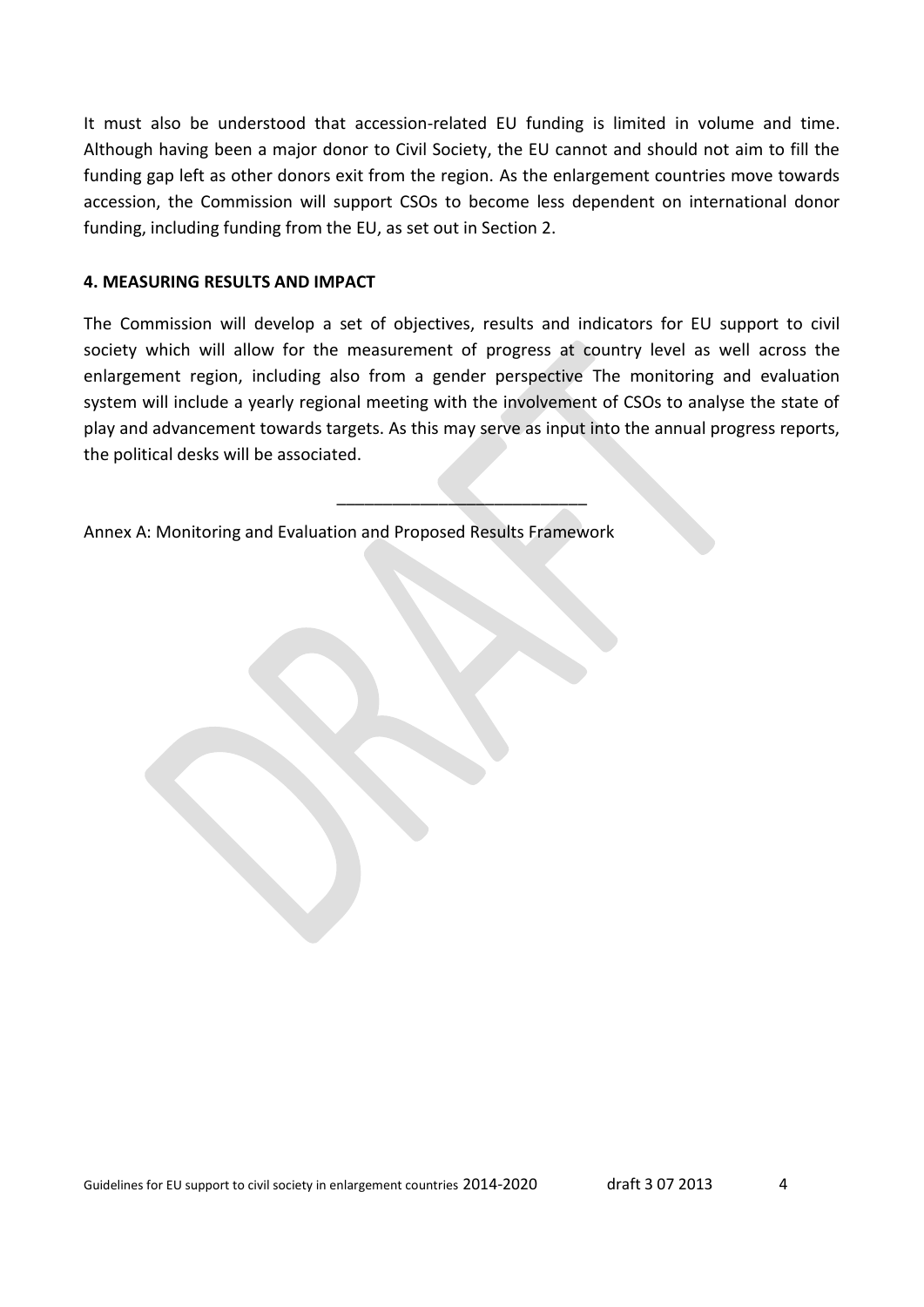It must also be understood that accession-related EU funding is limited in volume and time. Although having been a major donor to Civil Society, the EU cannot and should not aim to fill the funding gap left as other donors exit from the region. As the enlargement countries move towards accession, the Commission will support CSOs to become less dependent on international donor funding, including funding from the EU, as set out in Section 2.

## 4. MEASURING RESULTS AND IMPACT

The Commission will develop a set of objectives, results and indicators for EU support to civil society which will allow for the measurement of progress at country level as well across the enlargement region, including also from a gender perspective The monitoring and evaluation system will include a yearly regional meeting with the involvement of CSOs to analyse the state of play and advancement towards targets. As this may serve as input into the annual progress reports, the political desks will be associated.

---

Annex A: Monitoring and Evaluation and Proposed Results Framework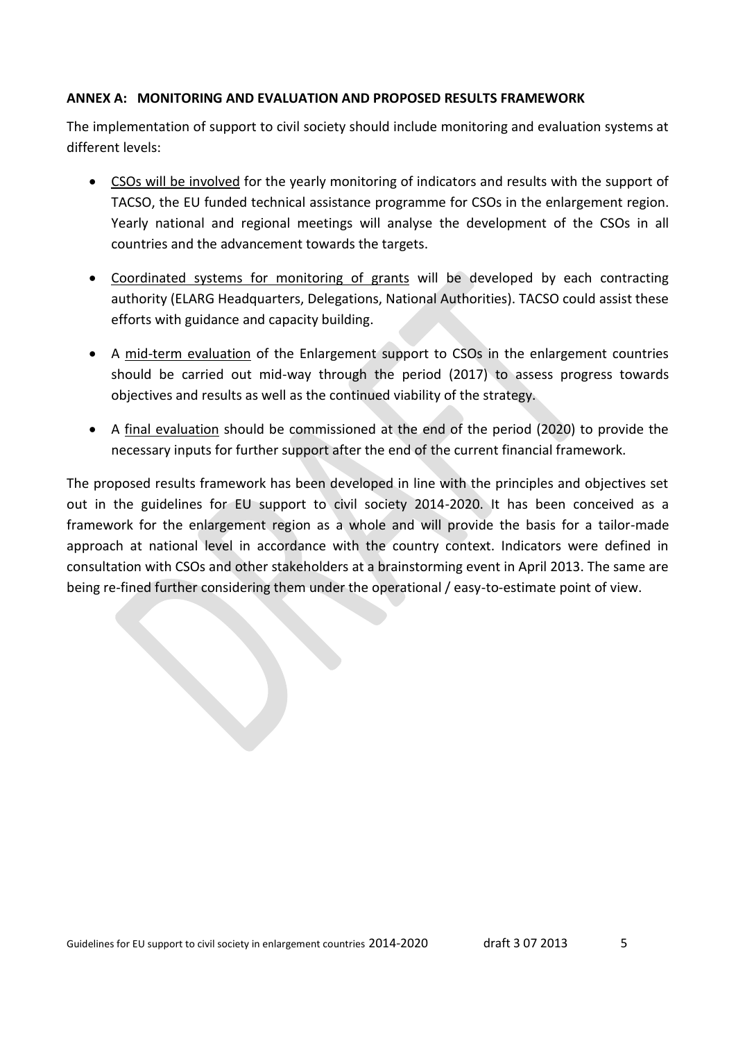**ANNEX A: MONITORING AND EVALUATION AND PROPOSED RESULTS FRAMEWORK**

The implementation of support to civil society should include monitoring and evaluation systems at different levels:

- CSOs will be involved for the yearly monitoring of indicators and results with the support of TACSO, the EU funded technical assistance programme for CSOs in the enlargement region. Yearly national and regional meetings will analyse the development of the CSOs in all countries and the advancement towards the targets.

- Coordinated systems for monitoring of grants will be developed by each contracting authority (ELARG Headquarters, Delegations, National Authorities). TACSO could assist these efforts with guidance and capacity building.

- A mid-term evaluation of the Enlargement support to CSOs in the enlargement countries should be carried out mid-way through the period (2017) to assess progress towards objectives and results as well as the continued viability of the strategy.

- A final evaluation should be commissioned at the end of the period (2020) to provide the necessary inputs for further support after the end of the current financial framework.

The proposed results framework has been developed in line with the principles and objectives set out in the guidelines for EU support to civil society 2014-2020. It has been conceived as a framework for the enlargement region as a whole and will provide the basis for a tailor-made approach at national level in accordance with the country context. Indicators were defined in consultation with CSOs and other stakeholders at a brainstorming event in April 2013. The same are being re-fined further considering them under the operational / easy-to-estimate point of view.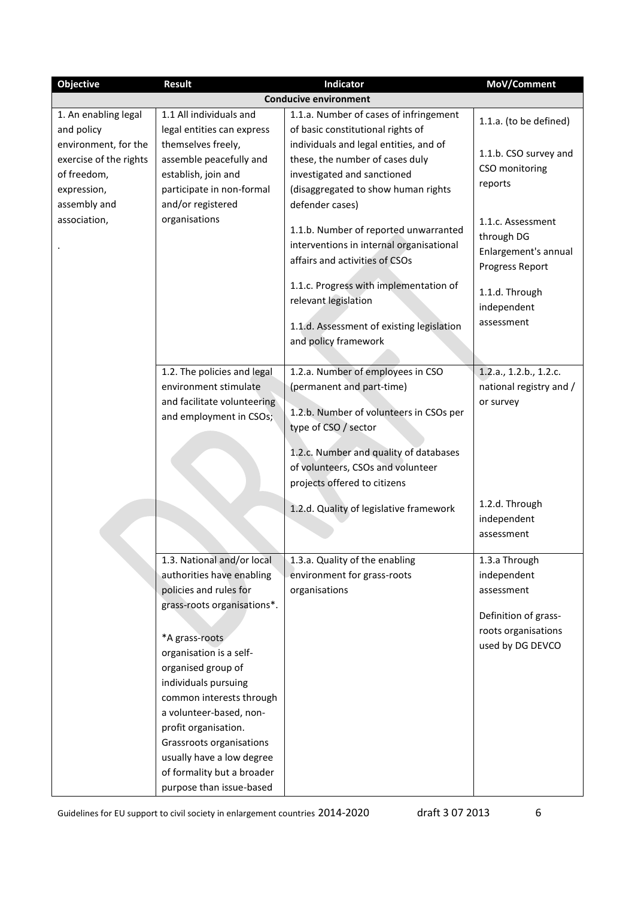| Objective | Result | Indicator | MoV/Comment |
|---|---|---|---|
| **Conducive environment** | | | |
| 1. An enabling legal and policy environment, for the exercise of the rights of freedom, expression, assembly and association,<br><br>. | 1.1 All individuals and legal entities can express themselves freely, assemble peacefully and establish, join and participate in non-formal and/or registered organisations | 1.1.a. Number of cases of infringement of basic constitutional rights of individuals and legal entities, and of these, the number of cases duly investigated and sanctioned (disaggregated to show human rights defender cases)<br><br>1.1.b. Number of reported unwarranted interventions in internal organisational affairs and activities of CSOs<br><br>1.1.c. Progress with implementation of relevant legislation<br><br>1.1.d. Assessment of existing legislation and policy framework | 1.1.a. (to be defined)<br><br>1.1.b. CSO survey and CSO monitoring reports<br><br>1.1.c. Assessment through DG Enlargement's annual Progress Report<br><br>1.1.d. Through independent assessment |
| | 1.2. The policies and legal environment stimulate and facilitate volunteering and employment in CSOs; | 1.2.a. Number of employees in CSO (permanent and part-time)<br><br>1.2.b. Number of volunteers in CSOs per type of CSO / sector<br><br>1.2.c. Number and quality of databases of volunteers, CSOs and volunteer projects offered to citizens<br><br>1.2.d. Quality of legislative framework | 1.2.a., 1.2.b., 1.2.c. national registry and / or survey<br><br>1.2.d. Through independent assessment |
| | 1.3. National and/or local authorities have enabling policies and rules for grass-roots organisations*.<br><br>*A grass-roots organisation is a self-organised group of individuals pursuing common interests through a volunteer-based, non-profit organisation. Grassroots organisations usually have a low degree of formality but a broader purpose than issue-based | 1.3.a. Quality of the enabling environment for grass-roots organisations | 1.3.a Through independent assessment<br><br>Definition of grass-roots organisations used by DG DEVCO |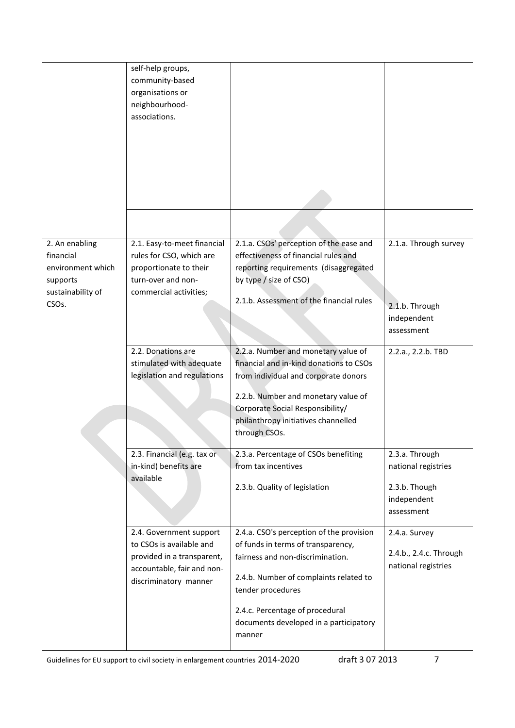| | | | |
|---|---|---|---|
| | self-help groups, community-based organisations or neighbourhood-associations. | | |
| | | | |
| 2. An enabling financial environment which supports sustainability of CSOs. | 2.1. Easy-to-meet financial rules for CSO, which are proportionate to their turn-over and non-commercial activities; | 2.1.a. CSOs' perception of the ease and effectiveness of financial rules and reporting requirements (disaggregated by type / size of CSO)<br><br>2.1.b. Assessment of the financial rules | 2.1.a. Through survey<br><br>2.1.b. Through independent assessment |
| | 2.2. Donations are stimulated with adequate legislation and regulations | 2.2.a. Number and monetary value of financial and in-kind donations to CSOs from individual and corporate donors<br><br>2.2.b. Number and monetary value of Corporate Social Responsibility/ philanthropy initiatives channelled through CSOs. | 2.2.a., 2.2.b. TBD |
| | 2.3. Financial (e.g. tax or in-kind) benefits are available | 2.3.a. Percentage of CSOs benefiting from tax incentives<br><br>2.3.b. Quality of legislation | 2.3.a. Through national registries<br><br>2.3.b. Though independent assessment |
| | 2.4. Government support to CSOs is available and provided in a transparent, accountable, fair and non-discriminatory manner | 2.4.a. CSO's perception of the provision of funds in terms of transparency, fairness and non-discrimination.<br><br>2.4.b. Number of complaints related to tender procedures<br><br>2.4.c. Percentage of procedural documents developed in a participatory manner | 2.4.a. Survey<br><br>2.4.b., 2.4.c. Through national registries |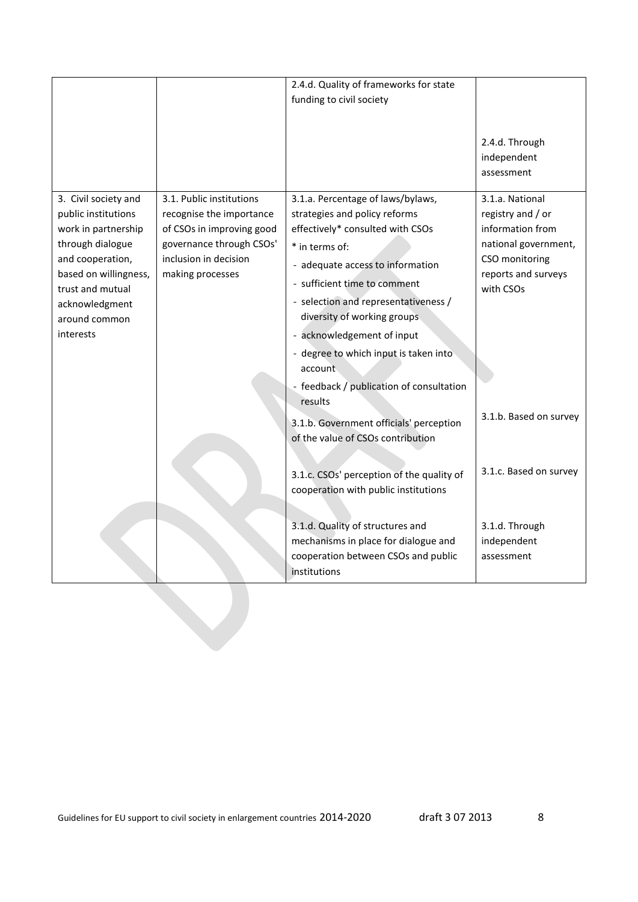| | | | |
|---|---|---|---|
| | | 2.4.d. Quality of frameworks for state funding to civil society | 2.4.d. Through independent assessment |
| 3. Civil society and public institutions work in partnership through dialogue and cooperation, based on willingness, trust and mutual acknowledgment around common interests | 3.1. Public institutions recognise the importance of CSOs in improving good governance through CSOs' inclusion in decision making processes | 3.1.a. Percentage of laws/bylaws, strategies and policy reforms effectively* consulted with CSOs<br>* in terms of:<br>- adequate access to information<br>- sufficient time to comment<br>- selection and representativeness / diversity of working groups<br>- acknowledgement of input<br>- degree to which input is taken into account<br>- feedback / publication of consultation results | 3.1.a. National registry and / or information from national government, CSO monitoring reports and surveys with CSOs |
| | | 3.1.b. Government officials' perception of the value of CSOs contribution | 3.1.b. Based on survey |
| | | 3.1.c. CSOs' perception of the quality of cooperation with public institutions | 3.1.c. Based on survey |
| | | 3.1.d. Quality of structures and mechanisms in place for dialogue and cooperation between CSOs and public institutions | 3.1.d. Through independent assessment |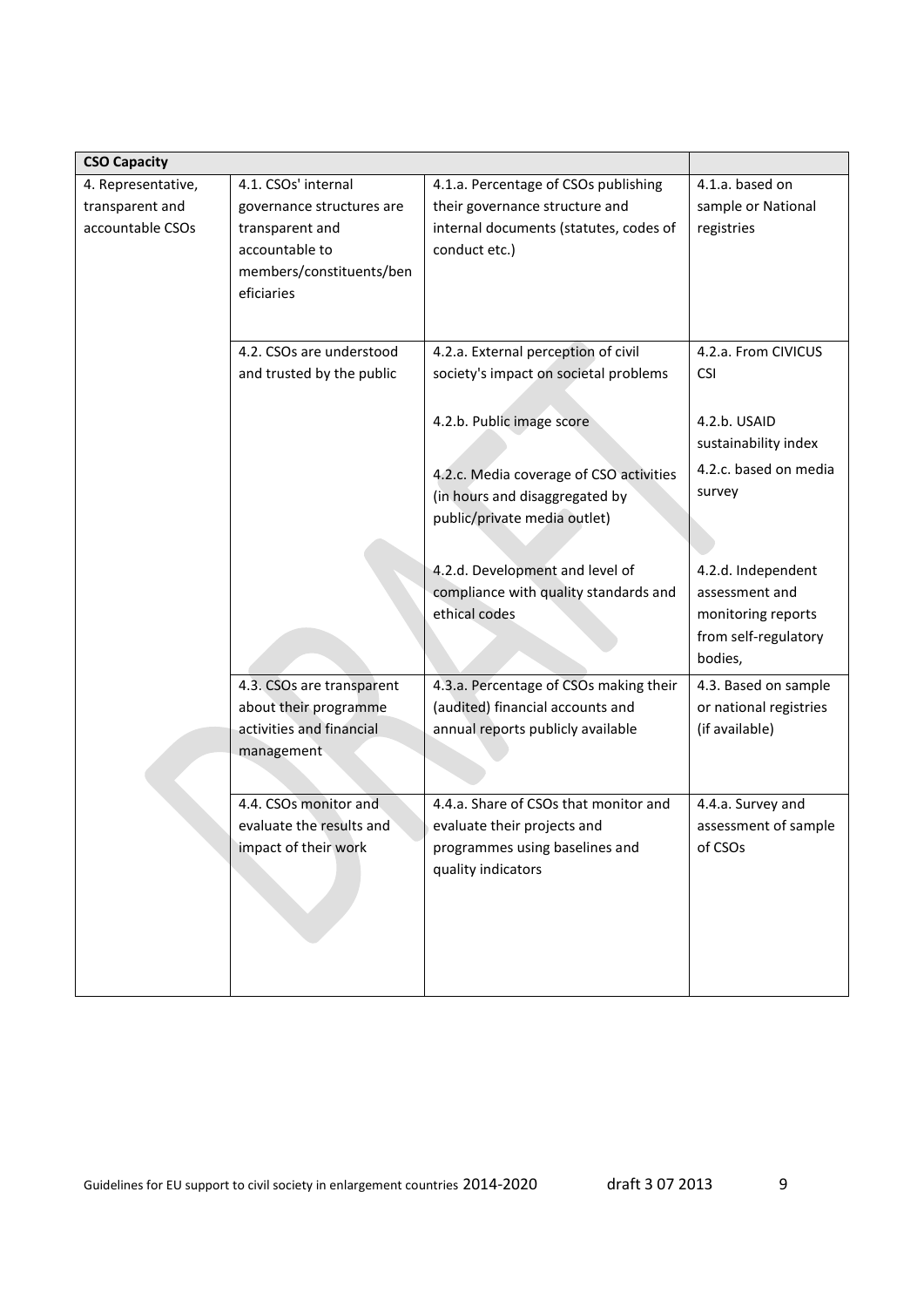| CSO Capacity | | | |
|---|---|---|---|
| 4. Representative, transparent and accountable CSOs | 4.1. CSOs' internal governance structures are transparent and accountable to members/constituents/beneficiaries | 4.1.a. Percentage of CSOs publishing their governance structure and internal documents (statutes, codes of conduct etc.) | 4.1.a. based on sample or National registries |
| | 4.2. CSOs are understood and trusted by the public | 4.2.a. External perception of civil society's impact on societal problems | 4.2.a. From CIVICUS CSI |
| | | 4.2.b. Public image score | 4.2.b. USAID sustainability index |
| | | 4.2.c. Media coverage of CSO activities (in hours and disaggregated by public/private media outlet) | 4.2.c. based on media survey |
| | | 4.2.d. Development and level of compliance with quality standards and ethical codes | 4.2.d. Independent assessment and monitoring reports from self-regulatory bodies, |
| | 4.3. CSOs are transparent about their programme activities and financial management | 4.3.a. Percentage of CSOs making their (audited) financial accounts and annual reports publicly available | 4.3. Based on sample or national registries (if available) |
| | 4.4. CSOs monitor and evaluate the results and impact of their work | 4.4.a. Share of CSOs that monitor and evaluate their projects and programmes using baselines and quality indicators | 4.4.a. Survey and assessment of sample of CSOs |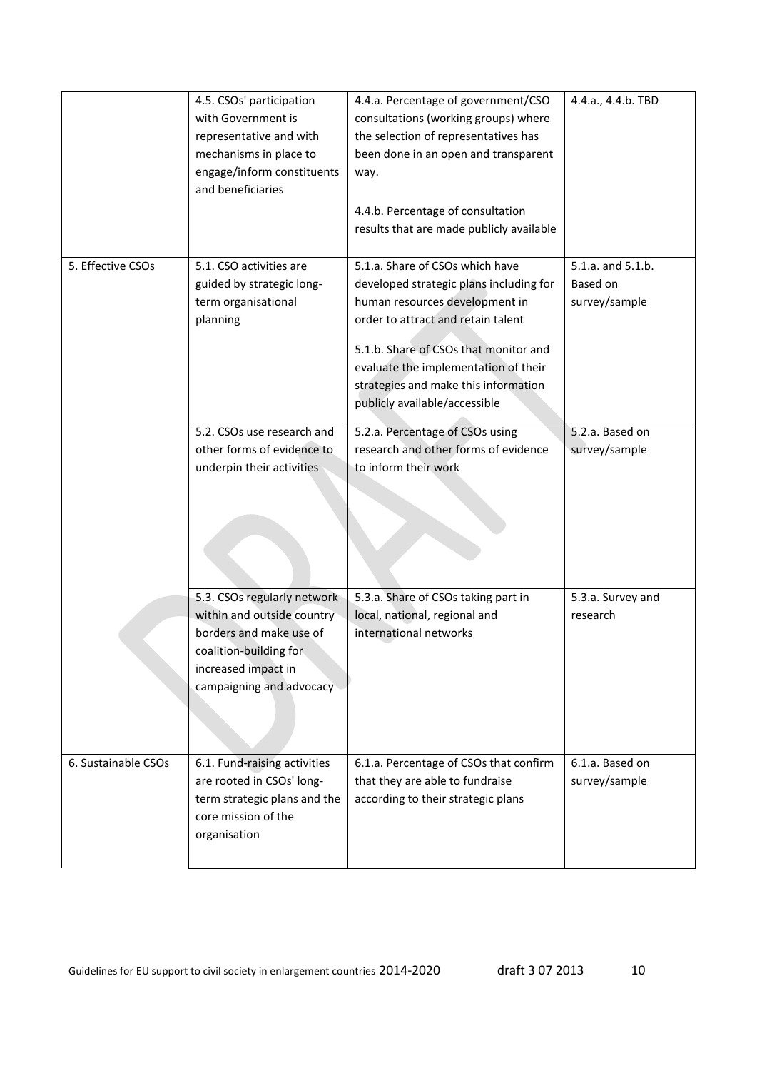| | | | |
|---|---|---|---|
| | 4.5. CSOs' participation with Government is representative and with mechanisms in place to engage/inform constituents and beneficiaries | 4.4.a. Percentage of government/CSO consultations (working groups) where the selection of representatives has been done in an open and transparent way.<br><br>4.4.b. Percentage of consultation results that are made publicly available | 4.4.a., 4.4.b. TBD |
| 5. Effective CSOs | 5.1. CSO activities are guided by strategic long-term organisational planning | 5.1.a. Share of CSOs which have developed strategic plans including for human resources development in order to attract and retain talent<br><br>5.1.b. Share of CSOs that monitor and evaluate the implementation of their strategies and make this information publicly available/accessible | 5.1.a. and 5.1.b. Based on survey/sample |
| | 5.2. CSOs use research and other forms of evidence to underpin their activities | 5.2.a. Percentage of CSOs using research and other forms of evidence to inform their work | 5.2.a. Based on survey/sample |
| | 5.3. CSOs regularly network within and outside country borders and make use of coalition-building for increased impact in campaigning and advocacy | 5.3.a. Share of CSOs taking part in local, national, regional and international networks | 5.3.a. Survey and research |
| 6. Sustainable CSOs | 6.1. Fund-raising activities are rooted in CSOs' long-term strategic plans and the core mission of the organisation | 6.1.a. Percentage of CSOs that confirm that they are able to fundraise according to their strategic plans | 6.1.a. Based on survey/sample |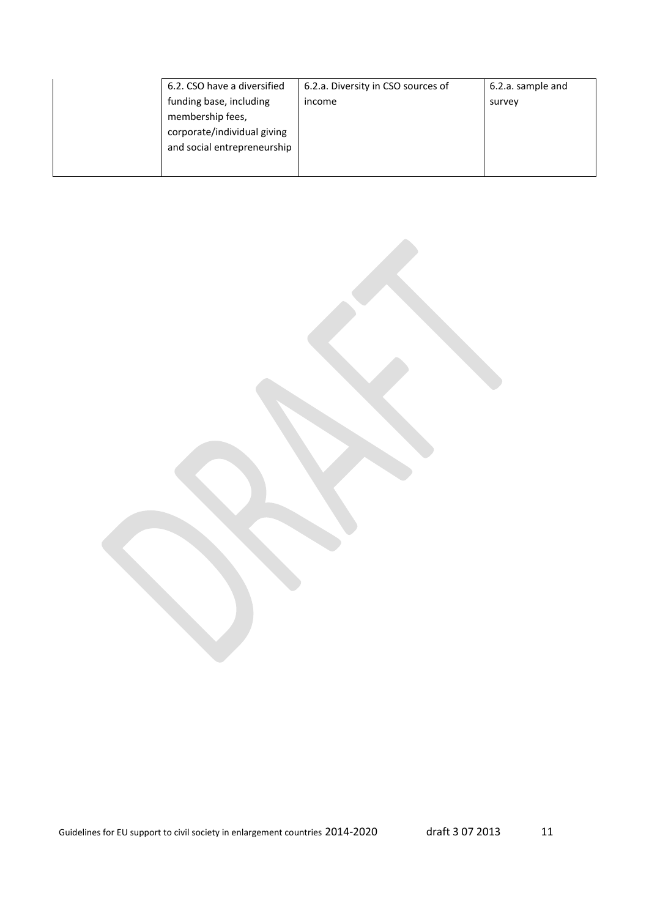| | | | |
|---|---|---|---|
| | 6.2. CSO have a diversified funding base, including membership fees, corporate/individual giving and social entrepreneurship | 6.2.a. Diversity in CSO sources of income | 6.2.a. sample and survey |